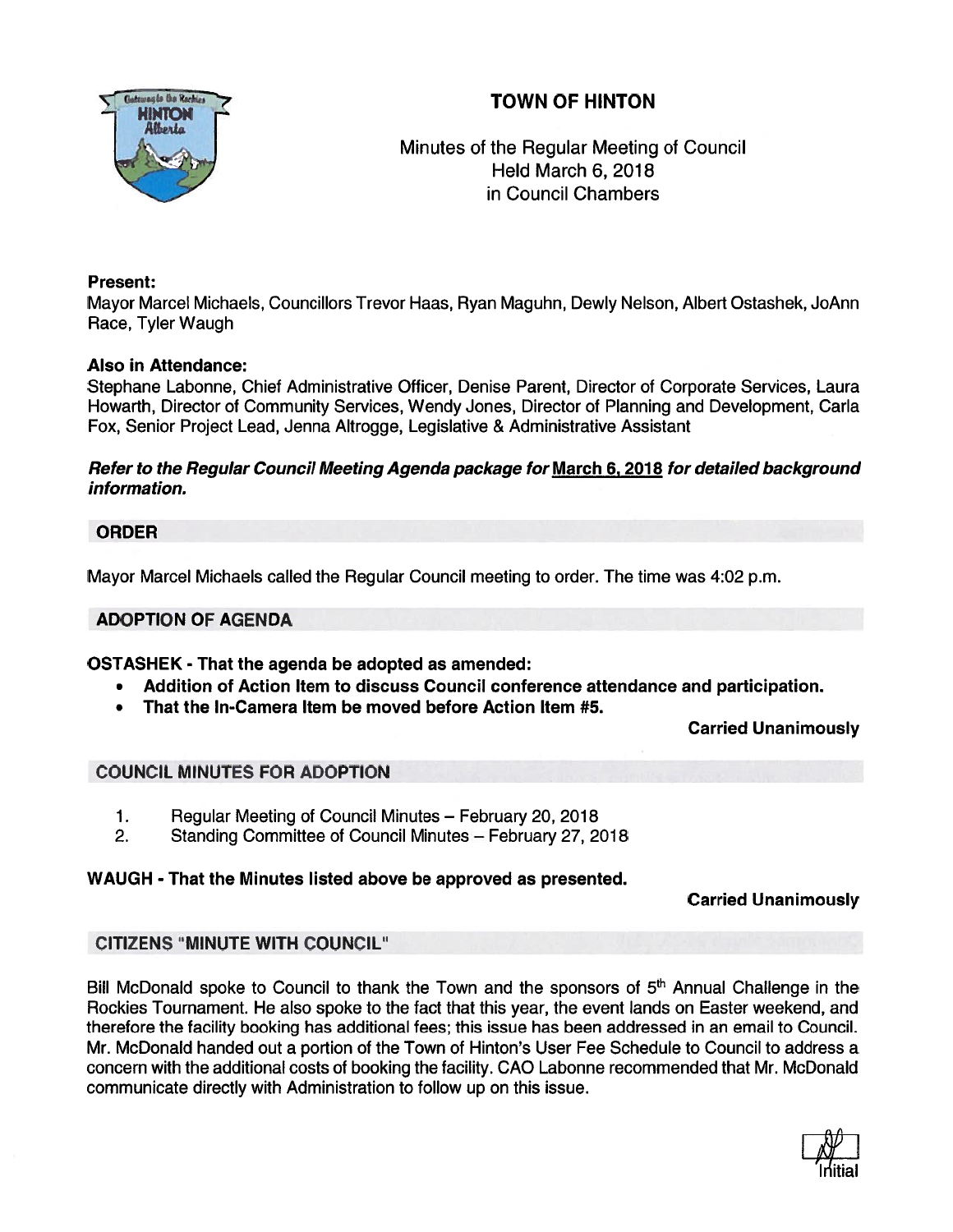# TOWN OF HINTON

Minutes of the Regular Meeting of Council
Held March 6, 2018
in Council Chambers

**Present:**
Mayor Marcel Michaels, Councillors Trevor Haas, Ryan Maguhn, Dewly Nelson, Albert Ostashek, JoAnn Race, Tyler Waugh

**Also in Attendance:**
Stephane Labonne, Chief Administrative Officer, Denise Parent, Director of Corporate Services, Laura Howarth, Director of Community Services, Wendy Jones, Director of Planning and Development, Carla Fox, Senior Project Lead, Jenna Altrogge, Legislative & Administrative Assistant

***Refer to the Regular Council Meeting Agenda package for March 6, 2018 for detailed background information.***

## ORDER

Mayor Marcel Michaels called the Regular Council meeting to order. The time was 4:02 p.m.

## ADOPTION OF AGENDA

**OSTASHEK - That the agenda be adopted as amended:**

- **Addition of Action Item to discuss Council conference attendance and participation.**
- **That the In-Camera Item be moved before Action Item #5.**

**Carried Unanimously**

## COUNCIL MINUTES FOR ADOPTION

1. Regular Meeting of Council Minutes – February 20, 2018
2. Standing Committee of Council Minutes – February 27, 2018

**WAUGH - That the Minutes listed above be approved as presented.**

**Carried Unanimously**

## CITIZENS "MINUTE WITH COUNCIL"

Bill McDonald spoke to Council to thank the Town and the sponsors of 5th Annual Challenge in the Rockies Tournament. He also spoke to the fact that this year, the event lands on Easter weekend, and therefore the facility booking has additional fees; this issue has been addressed in an email to Council. Mr. McDonald handed out a portion of the Town of Hinton's User Fee Schedule to Council to address a concern with the additional costs of booking the facility. CAO Labonne recommended that Mr. McDonald communicate directly with Administration to follow up on this issue.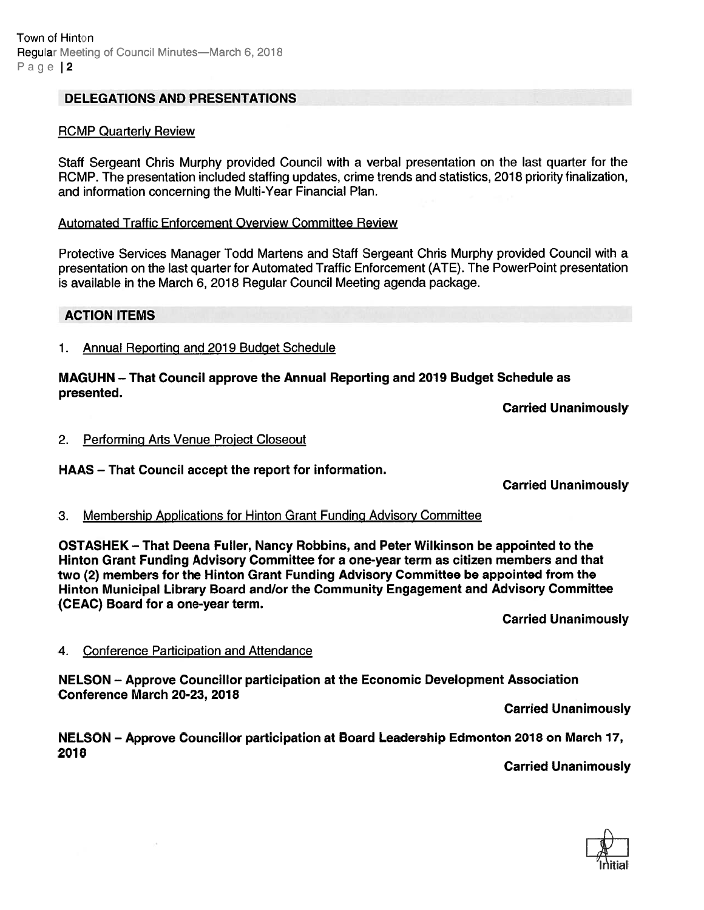## DELEGATIONS AND PRESENTATIONS

RCMP Quarterly Review

Staff Sergeant Chris Murphy provided Council with a verbal presentation on the last quarter for the RCMP. The presentation included staffing updates, crime trends and statistics, 2018 priority finalization, and information concerning the Multi-Year Financial Plan.

Automated Traffic Enforcement Overview Committee Review

Protective Services Manager Todd Martens and Staff Sergeant Chris Murphy provided Council with a presentation on the last quarter for Automated Traffic Enforcement (ATE). The PowerPoint presentation is available in the March 6, 2018 Regular Council Meeting agenda package.

## ACTION ITEMS

1. Annual Reporting and 2019 Budget Schedule

**MAGUHN – That Council approve the Annual Reporting and 2019 Budget Schedule as presented.**

**Carried Unanimously**

2. Performing Arts Venue Project Closeout

**HAAS – That Council accept the report for information.**

**Carried Unanimously**

3. Membership Applications for Hinton Grant Funding Advisory Committee

**OSTASHEK – That Deena Fuller, Nancy Robbins, and Peter Wilkinson be appointed to the Hinton Grant Funding Advisory Committee for a one-year term as citizen members and that two (2) members for the Hinton Grant Funding Advisory Committee be appointed from the Hinton Municipal Library Board and/or the Community Engagement and Advisory Committee (CEAC) Board for a one-year term.**

**Carried Unanimously**

4. Conference Participation and Attendance

**NELSON – Approve Councillor participation at the Economic Development Association Conference March 20-23, 2018**

**Carried Unanimously**

**NELSON – Approve Councillor participation at Board Leadership Edmonton 2018 on March 17, 2018**

**Carried Unanimously**

Initial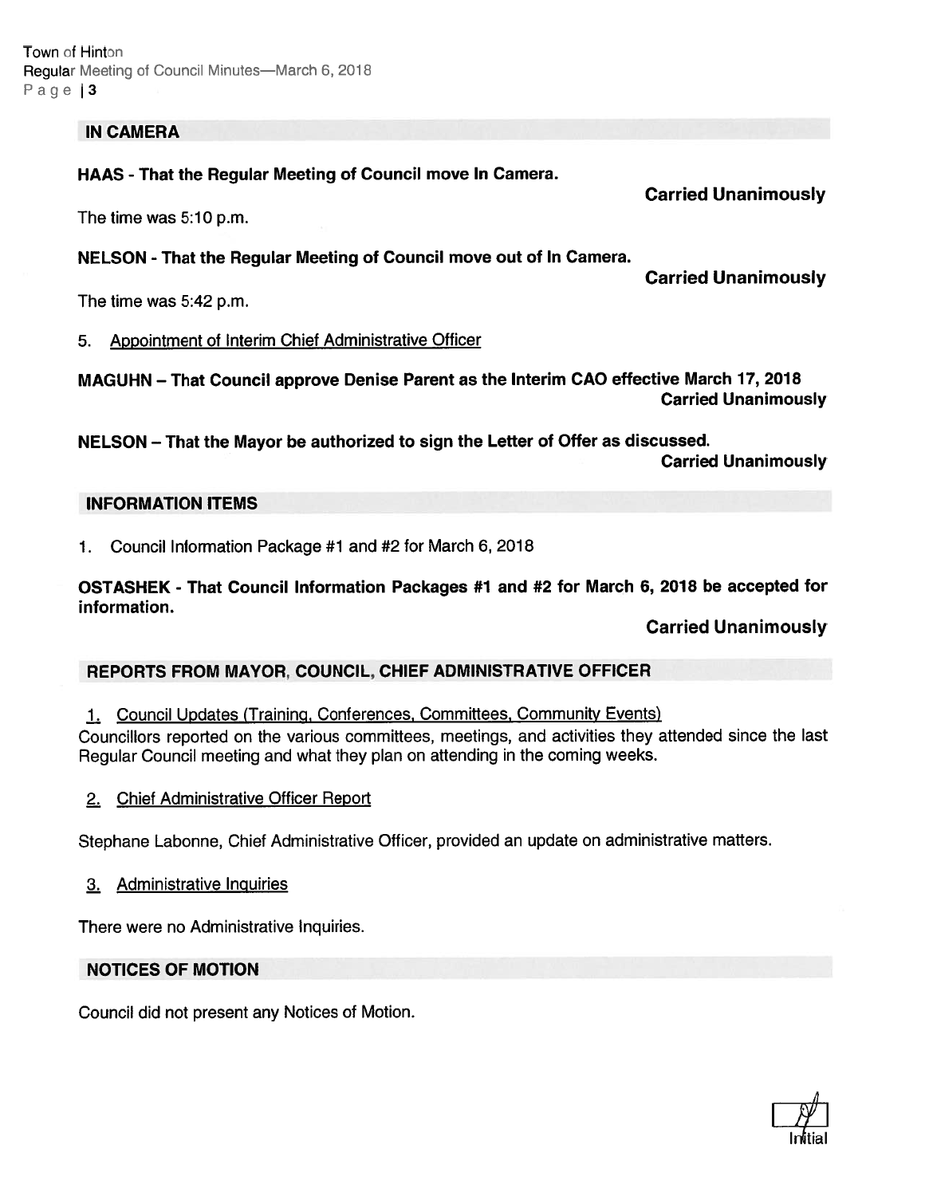## IN CAMERA

**HAAS - That the Regular Meeting of Council move In Camera.**

**Carried Unanimously**

The time was 5:10 p.m.

**NELSON - That the Regular Meeting of Council move out of In Camera.**

**Carried Unanimously**

The time was 5:42 p.m.

5. Appointment of Interim Chief Administrative Officer

**MAGUHN – That Council approve Denise Parent as the Interim CAO effective March 17, 2018**

**Carried Unanimously**

**NELSON – That the Mayor be authorized to sign the Letter of Offer as discussed.**

**Carried Unanimously**

## INFORMATION ITEMS

1. Council Information Package #1 and #2 for March 6, 2018

**OSTASHEK - That Council Information Packages #1 and #2 for March 6, 2018 be accepted for information.**

**Carried Unanimously**

## REPORTS FROM MAYOR, COUNCIL, CHIEF ADMINISTRATIVE OFFICER

1. Council Updates (Training, Conferences, Committees, Community Events)

Councillors reported on the various committees, meetings, and activities they attended since the last Regular Council meeting and what they plan on attending in the coming weeks.

2. Chief Administrative Officer Report

Stephane Labonne, Chief Administrative Officer, provided an update on administrative matters.

3. Administrative Inquiries

There were no Administrative Inquiries.

## NOTICES OF MOTION

Council did not present any Notices of Motion.

Initial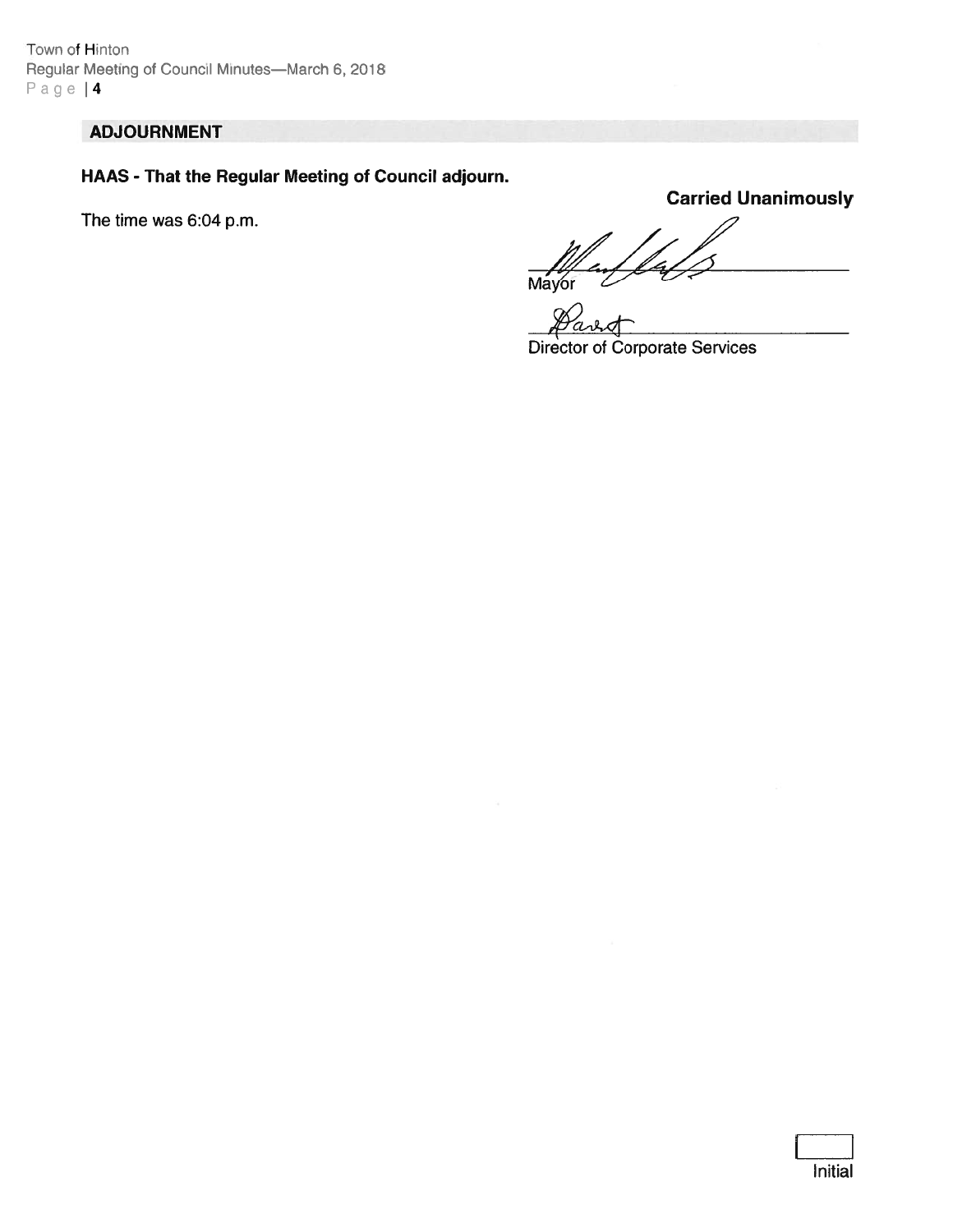## ADJOURNMENT

**HAAS - That the Regular Meeting of Council adjourn.**

**Carried Unanimously**

The time was 6:04 p.m.

Mayor

Director of Corporate Services

Initial